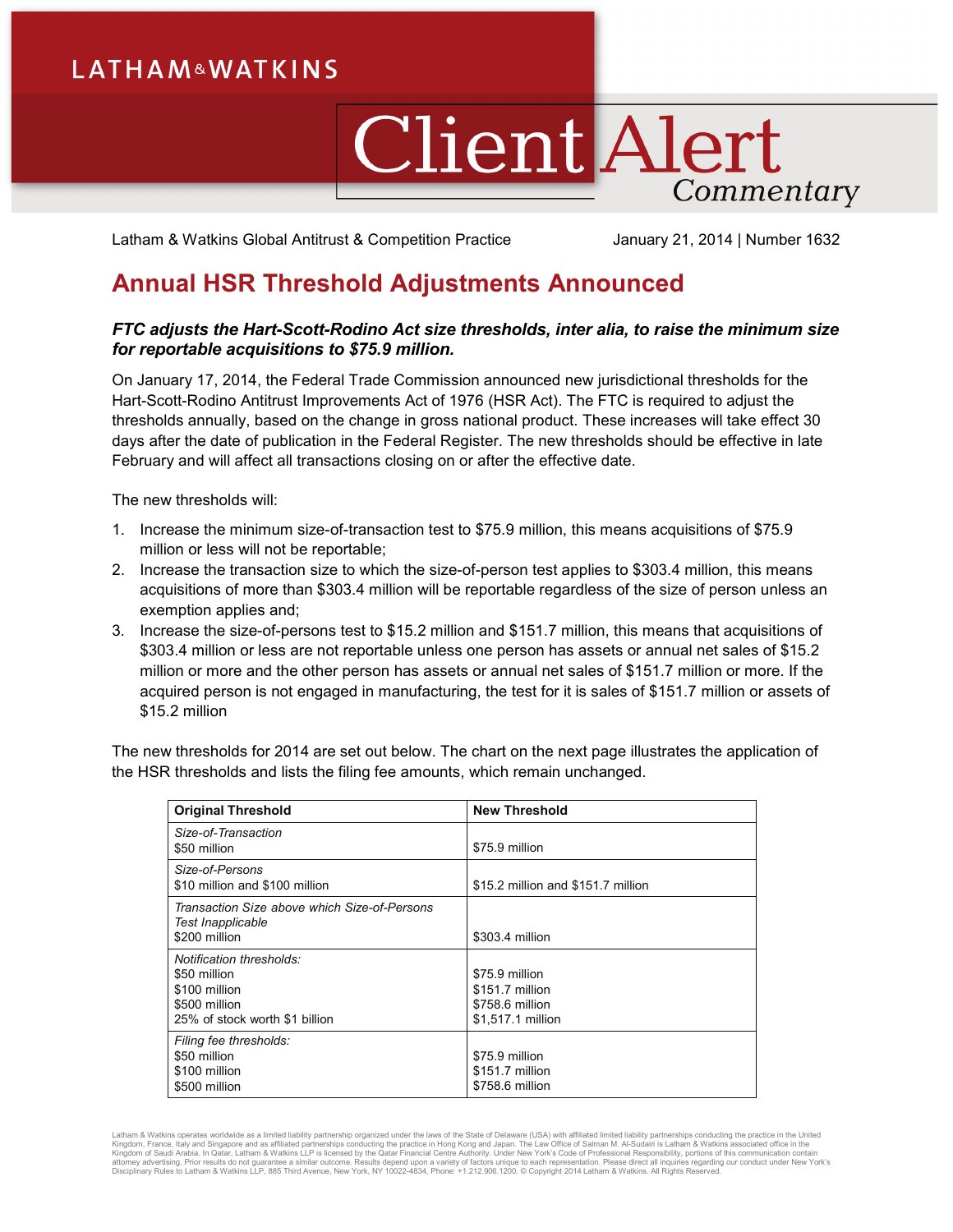LATHAM & WATKINS

# Client Alert Commentary

Latham & Watkins Global Antitrust & Competition Practice — January 21, 2014 | Number 1632

## Annual HSR Threshold Adjustments Announced

***FTC adjusts the Hart-Scott-Rodino Act size thresholds, inter alia, to raise the minimum size for reportable acquisitions to $75.9 million.***

On January 17, 2014, the Federal Trade Commission announced new jurisdictional thresholds for the Hart-Scott-Rodino Antitrust Improvements Act of 1976 (HSR Act). The FTC is required to adjust the thresholds annually, based on the change in gross national product. These increases will take effect 30 days after the date of publication in the Federal Register. The new thresholds should be effective in late February and will affect all transactions closing on or after the effective date.

The new thresholds will:

1. Increase the minimum size-of-transaction test to $75.9 million, this means acquisitions of $75.9 million or less will not be reportable;
2. Increase the transaction size to which the size-of-person test applies to $303.4 million, this means acquisitions of more than $303.4 million will be reportable regardless of the size of person unless an exemption applies and;
3. Increase the size-of-persons test to $15.2 million and $151.7 million, this means that acquisitions of $303.4 million or less are not reportable unless one person has assets or annual net sales of $15.2 million or more and the other person has assets or annual net sales of $151.7 million or more. If the acquired person is not engaged in manufacturing, the test for it is sales of $151.7 million or assets of $15.2 million

The new thresholds for 2014 are set out below. The chart on the next page illustrates the application of the HSR thresholds and lists the filing fee amounts, which remain unchanged.

| Original Threshold | New Threshold |
|---|---|
| *Size-of-Transaction*<br>$50 million | $75.9 million |
| *Size-of-Persons*<br>$10 million and $100 million | $15.2 million and $151.7 million |
| *Transaction Size above which Size-of-Persons Test Inapplicable*<br>$200 million | $303.4 million |
| *Notification thresholds:*<br>$50 million<br>$100 million<br>$500 million<br>25% of stock worth $1 billion | $75.9 million<br>$151.7 million<br>$758.6 million<br>$1,517.1 million |
| *Filing fee thresholds:*<br>$50 million<br>$100 million<br>$500 million | $75.9 million<br>$151.7 million<br>$758.6 million |

Latham & Watkins operates worldwide as a limited liability partnership organized under the laws of the State of Delaware (USA) with affiliated limited liability partnerships conducting the practice in the United Kingdom, France, Italy and Singapore and as affiliated partnerships conducting the practice in Hong Kong and Japan. The Law Office of Salman M. Al-Sudairi is Latham & Watkins associated office in the Kingdom of Saudi Arabia. In Qatar, Latham & Watkins LLP is licensed by the Qatar Financial Centre Authority. Under New York's Code of Professional Responsibility, portions of this communication contain attorney advertising. Prior results do not guarantee a similar outcome. Results depend upon a variety of factors unique to each representation. Please direct all inquiries regarding our conduct under New York's Disciplinary Rules to Latham & Watkins LLP, 885 Third Avenue, New York, NY 10022-4834, Phone: +1.212.906.1200. © Copyright 2014 Latham & Watkins. All Rights Reserved.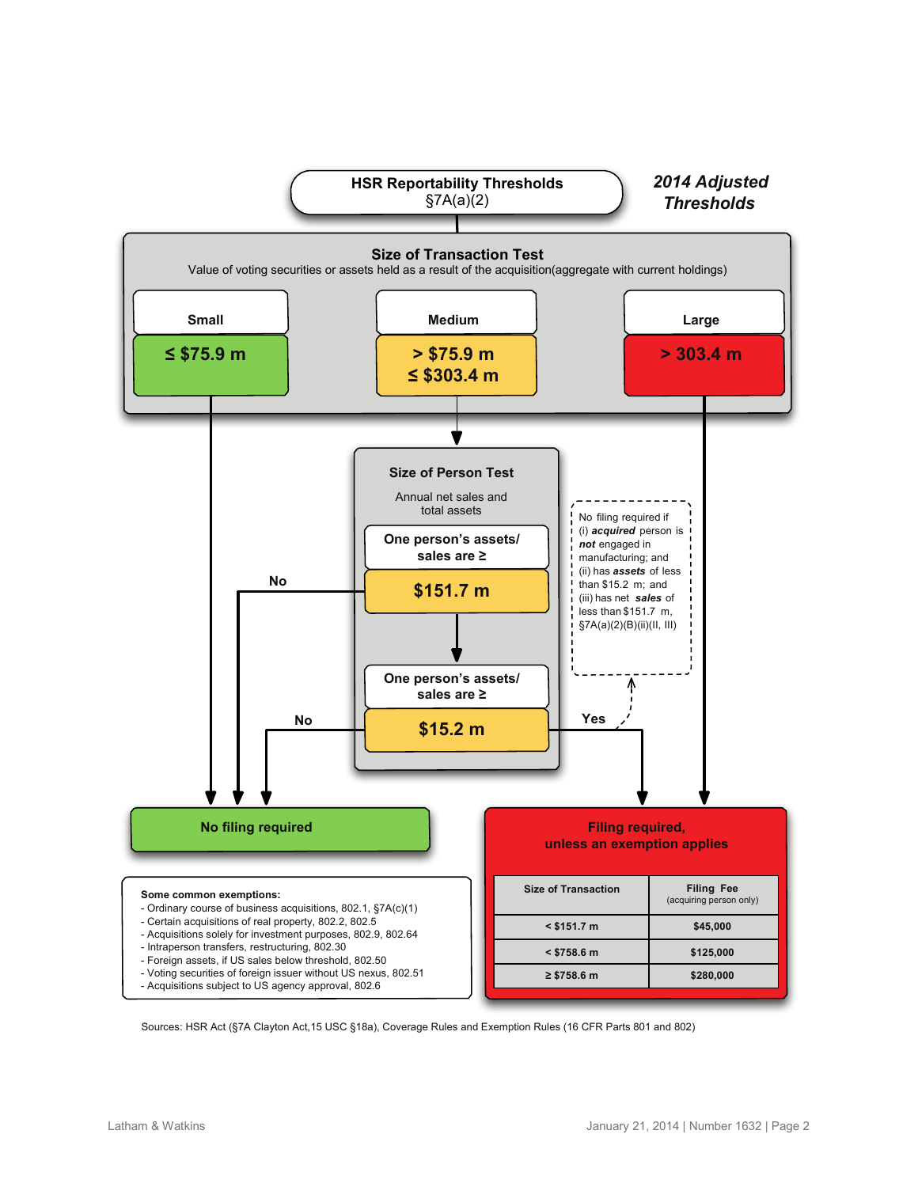# HSR Reportability Thresholds
§7A(a)(2)

***2014 Adjusted Thresholds***

## Size of Transaction Test

Value of voting securities or assets held as a result of the acquisition(aggregate with current holdings)

| Small | Medium | Large |
|---|---|---|
| ≤ $75.9 m | > $75.9 m ≤ $303.4 m | > 303.4 m |

## Size of Person Test

Annual net sales and total assets

**One person's assets/ sales are ≥**

**$151.7 m**

No

**One person's assets/ sales are ≥**

**$15.2 m**

No

Yes

No filing required if (i) ***acquired*** person is ***not*** engaged in manufacturing; and (ii) has ***assets*** of less than $15.2 m; and (iii) has net ***sales*** of less than $151.7 m, §7A(a)(2)(B)(ii)(II, III)

**No filing required**

**Filing required, unless an exemption applies**

| Size of Transaction | Filing Fee (acquiring person only) |
|---|---|
| < $151.7 m | $45,000 |
| < $758.6 m | $125,000 |
| ≥ $758.6 m | $280,000 |

**Some common exemptions:**

- Ordinary course of business acquisitions, 802.1, §7A(c)(1)
- Certain acquisitions of real property, 802.2, 802.5
- Acquisitions solely for investment purposes, 802.9, 802.64
- Intraperson transfers, restructuring, 802.30
- Foreign assets, if US sales below threshold, 802.50
- Voting securities of foreign issuer without US nexus, 802.51
- Acquisitions subject to US agency approval, 802.6

Sources: HSR Act (§7A Clayton Act,15 USC §18a), Coverage Rules and Exemption Rules (16 CFR Parts 801 and 802)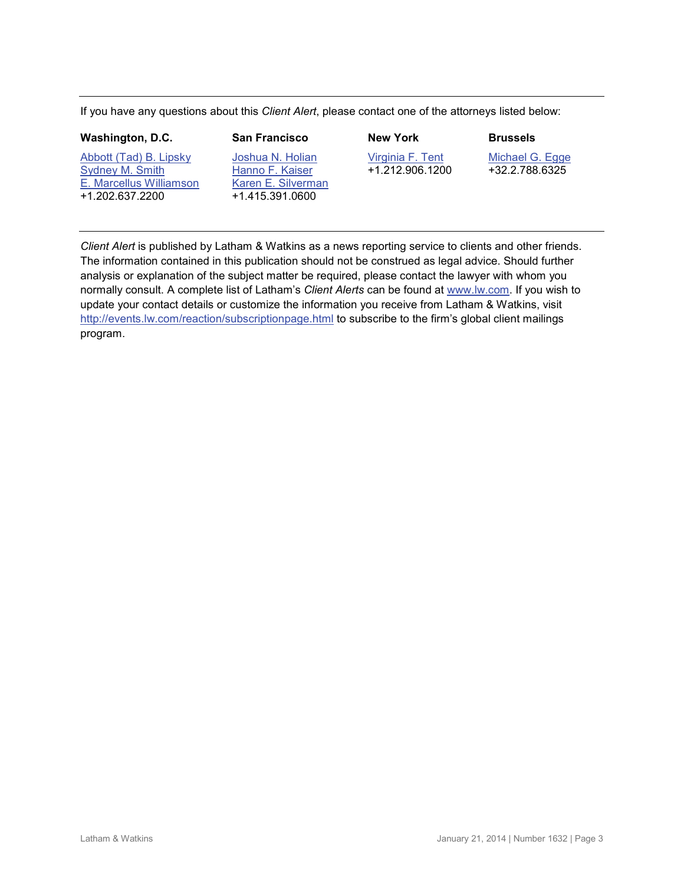If you have any questions about this *Client Alert*, please contact one of the attorneys listed below:

**Washington, D.C.**

[Abbott (Tad) B. Lipsky](#)
[Sydney M. Smith](#)
[E. Marcellus Williamson](#)
+1.202.637.2200

**San Francisco**

[Joshua N. Holian](#)
[Hanno F. Kaiser](#)
[Karen E. Silverman](#)
+1.415.391.0600

**New York**

[Virginia F. Tent](#)
+1.212.906.1200

**Brussels**

[Michael G. Egge](#)
+32.2.788.6325

---

*Client Alert* is published by Latham & Watkins as a news reporting service to clients and other friends. The information contained in this publication should not be construed as legal advice. Should further analysis or explanation of the subject matter be required, please contact the lawyer with whom you normally consult. A complete list of Latham's *Client Alerts* can be found at [www.lw.com](http://www.lw.com). If you wish to update your contact details or customize the information you receive from Latham & Watkins, visit [http://events.lw.com/reaction/subscriptionpage.html](http://events.lw.com/reaction/subscriptionpage.html) to subscribe to the firm's global client mailings program.